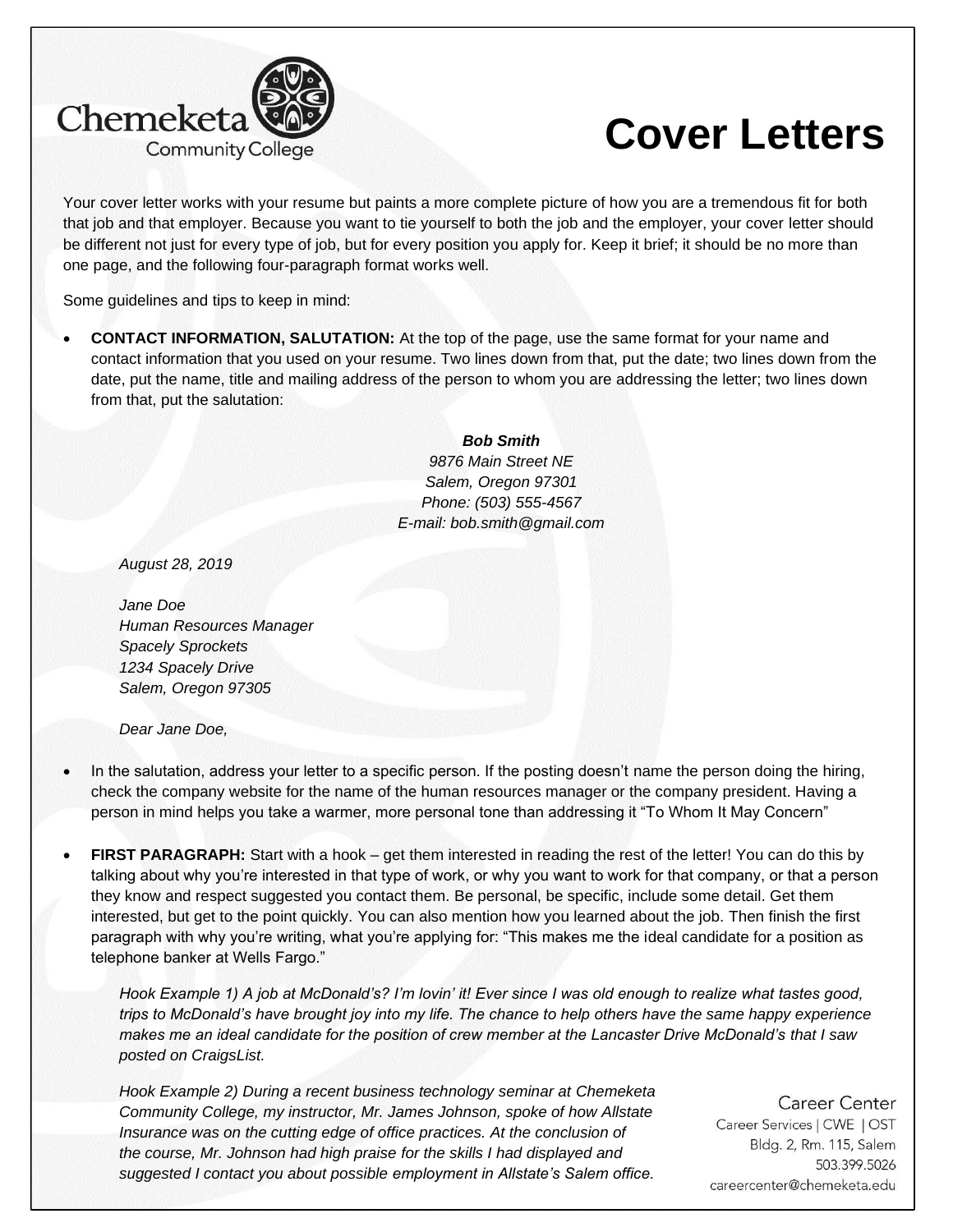Chemeketa Community College

# Cover Letters

Your cover letter works with your resume but paints a more complete picture of how you are a tremendous fit for both that job and that employer. Because you want to tie yourself to both the job and the employer, your cover letter should be different not just for every type of job, but for every position you apply for. Keep it brief; it should be no more than one page, and the following four-paragraph format works well.

Some guidelines and tips to keep in mind:

- **CONTACT INFORMATION, SALUTATION:** At the top of the page, use the same format for your name and contact information that you used on your resume. Two lines down from that, put the date; two lines down from the date, put the name, title and mailing address of the person to whom you are addressing the letter; two lines down from that, put the salutation:

> ***Bob Smith***
> *9876 Main Street NE*
> *Salem, Oregon 97301*
> *Phone: (503) 555-4567*
> *E-mail: bob.smith@gmail.com*
>
> *August 28, 2019*
>
> *Jane Doe*
> *Human Resources Manager*
> *Spacely Sprockets*
> *1234 Spacely Drive*
> *Salem, Oregon 97305*
>
> *Dear Jane Doe,*

- In the salutation, address your letter to a specific person. If the posting doesn't name the person doing the hiring, check the company website for the name of the human resources manager or the company president. Having a person in mind helps you take a warmer, more personal tone than addressing it "To Whom It May Concern"

- **FIRST PARAGRAPH:** Start with a hook – get them interested in reading the rest of the letter! You can do this by talking about why you're interested in that type of work, or why you want to work for that company, or that a person they know and respect suggested you contact them. Be personal, be specific, include some detail. Get them interested, but get to the point quickly. You can also mention how you learned about the job. Then finish the first paragraph with why you're writing, what you're applying for: "This makes me the ideal candidate for a position as telephone banker at Wells Fargo."

  *Hook Example 1) A job at McDonald's? I'm lovin' it! Ever since I was old enough to realize what tastes good, trips to McDonald's have brought joy into my life. The chance to help others have the same happy experience makes me an ideal candidate for the position of crew member at the Lancaster Drive McDonald's that I saw posted on CraigsList.*

  *Hook Example 2) During a recent business technology seminar at Chemeketa Community College, my instructor, Mr. James Johnson, spoke of how Allstate Insurance was on the cutting edge of office practices. At the conclusion of the course, Mr. Johnson had high praise for the skills I had displayed and suggested I contact you about possible employment in Allstate's Salem office.*

Career Center
Career Services | CWE | OST
Bldg. 2, Rm. 115, Salem
503.399.5026
careercenter@chemeketa.edu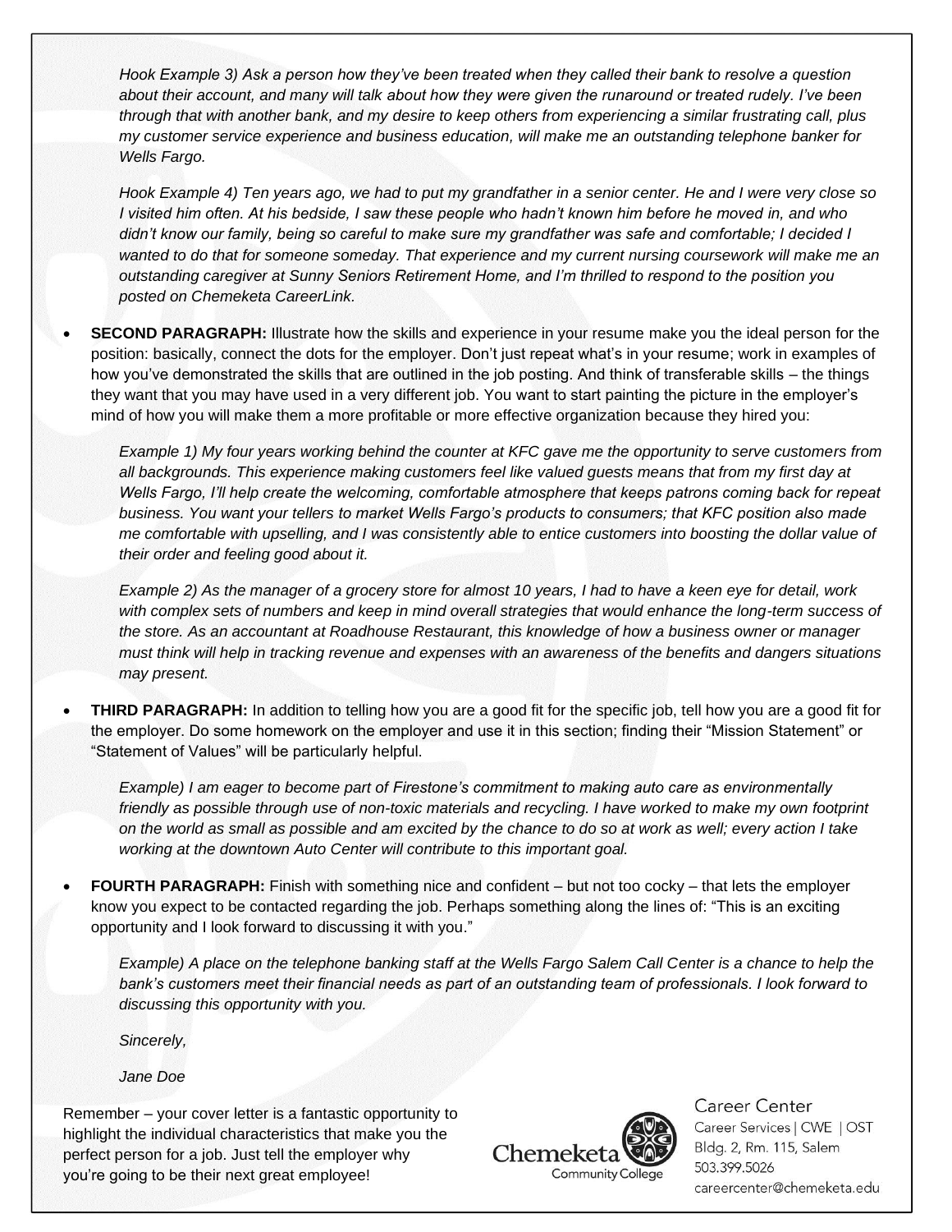*Hook Example 3) Ask a person how they've been treated when they called their bank to resolve a question about their account, and many will talk about how they were given the runaround or treated rudely. I've been through that with another bank, and my desire to keep others from experiencing a similar frustrating call, plus my customer service experience and business education, will make me an outstanding telephone banker for Wells Fargo.*

*Hook Example 4) Ten years ago, we had to put my grandfather in a senior center. He and I were very close so I visited him often. At his bedside, I saw these people who hadn't known him before he moved in, and who didn't know our family, being so careful to make sure my grandfather was safe and comfortable; I decided I wanted to do that for someone someday. That experience and my current nursing coursework will make me an outstanding caregiver at Sunny Seniors Retirement Home, and I'm thrilled to respond to the position you posted on Chemeketa CareerLink.*

- **SECOND PARAGRAPH:** Illustrate how the skills and experience in your resume make you the ideal person for the position: basically, connect the dots for the employer. Don't just repeat what's in your resume; work in examples of how you've demonstrated the skills that are outlined in the job posting. And think of transferable skills – the things they want that you may have used in a very different job. You want to start painting the picture in the employer's mind of how you will make them a more profitable or more effective organization because they hired you:

  *Example 1) My four years working behind the counter at KFC gave me the opportunity to serve customers from all backgrounds. This experience making customers feel like valued guests means that from my first day at Wells Fargo, I'll help create the welcoming, comfortable atmosphere that keeps patrons coming back for repeat business. You want your tellers to market Wells Fargo's products to consumers; that KFC position also made me comfortable with upselling, and I was consistently able to entice customers into boosting the dollar value of their order and feeling good about it.*

  *Example 2) As the manager of a grocery store for almost 10 years, I had to have a keen eye for detail, work with complex sets of numbers and keep in mind overall strategies that would enhance the long-term success of the store. As an accountant at Roadhouse Restaurant, this knowledge of how a business owner or manager must think will help in tracking revenue and expenses with an awareness of the benefits and dangers situations may present.*

- **THIRD PARAGRAPH:** In addition to telling how you are a good fit for the specific job, tell how you are a good fit for the employer. Do some homework on the employer and use it in this section; finding their "Mission Statement" or "Statement of Values" will be particularly helpful.

  *Example) I am eager to become part of Firestone's commitment to making auto care as environmentally friendly as possible through use of non-toxic materials and recycling. I have worked to make my own footprint on the world as small as possible and am excited by the chance to do so at work as well; every action I take working at the downtown Auto Center will contribute to this important goal.*

- **FOURTH PARAGRAPH:** Finish with something nice and confident – but not too cocky – that lets the employer know you expect to be contacted regarding the job. Perhaps something along the lines of: "This is an exciting opportunity and I look forward to discussing it with you."

  *Example) A place on the telephone banking staff at the Wells Fargo Salem Call Center is a chance to help the bank's customers meet their financial needs as part of an outstanding team of professionals. I look forward to discussing this opportunity with you.*

  *Sincerely,*

  *Jane Doe*

Remember – your cover letter is a fantastic opportunity to highlight the individual characteristics that make you the perfect person for a job. Just tell the employer why you're going to be their next great employee!

Chemeketa Community College

Career Center
Career Services | CWE | OST
Bldg. 2, Rm. 115, Salem
503.399.5026
careercenter@chemeketa.edu